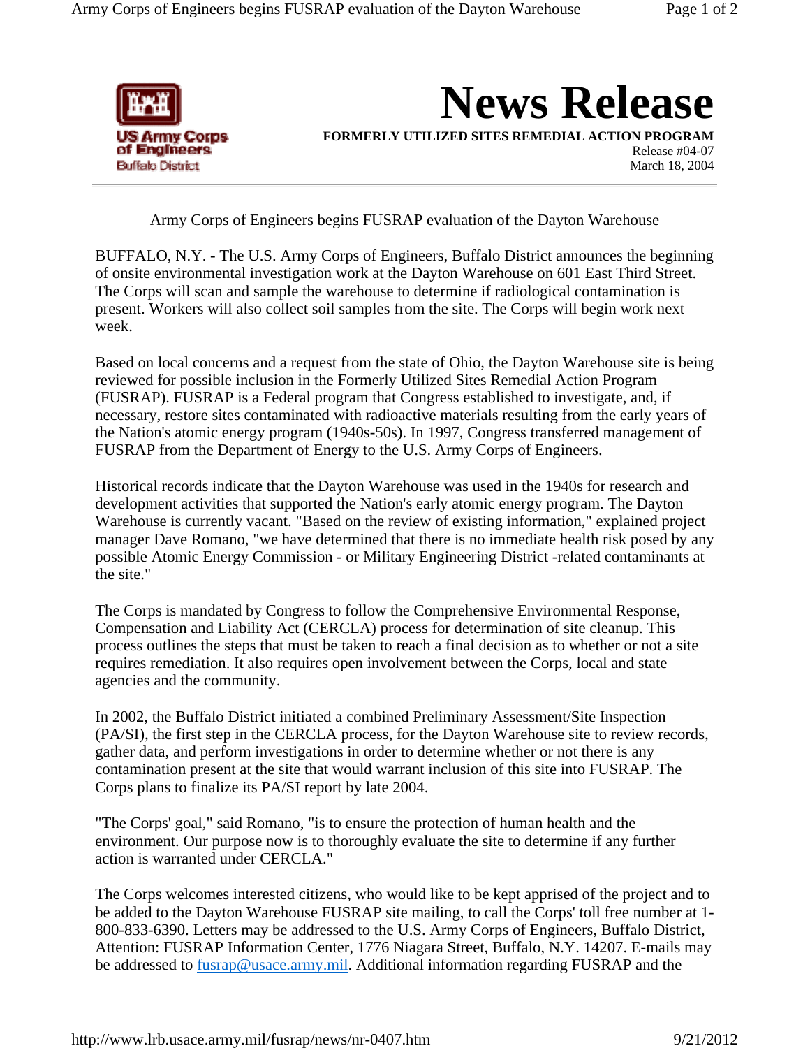US Army Corps of Engineers
Buffalo District

# News Release

**FORMERLY UTILIZED SITES REMEDIAL ACTION PROGRAM**
Release #04-07
March 18, 2004

## Army Corps of Engineers begins FUSRAP evaluation of the Dayton Warehouse

BUFFALO, N.Y. - The U.S. Army Corps of Engineers, Buffalo District announces the beginning of onsite environmental investigation work at the Dayton Warehouse on 601 East Third Street. The Corps will scan and sample the warehouse to determine if radiological contamination is present. Workers will also collect soil samples from the site. The Corps will begin work next week.

Based on local concerns and a request from the state of Ohio, the Dayton Warehouse site is being reviewed for possible inclusion in the Formerly Utilized Sites Remedial Action Program (FUSRAP). FUSRAP is a Federal program that Congress established to investigate, and, if necessary, restore sites contaminated with radioactive materials resulting from the early years of the Nation's atomic energy program (1940s-50s). In 1997, Congress transferred management of FUSRAP from the Department of Energy to the U.S. Army Corps of Engineers.

Historical records indicate that the Dayton Warehouse was used in the 1940s for research and development activities that supported the Nation's early atomic energy program. The Dayton Warehouse is currently vacant. "Based on the review of existing information," explained project manager Dave Romano, "we have determined that there is no immediate health risk posed by any possible Atomic Energy Commission - or Military Engineering District -related contaminants at the site."

The Corps is mandated by Congress to follow the Comprehensive Environmental Response, Compensation and Liability Act (CERCLA) process for determination of site cleanup. This process outlines the steps that must be taken to reach a final decision as to whether or not a site requires remediation. It also requires open involvement between the Corps, local and state agencies and the community.

In 2002, the Buffalo District initiated a combined Preliminary Assessment/Site Inspection (PA/SI), the first step in the CERCLA process, for the Dayton Warehouse site to review records, gather data, and perform investigations in order to determine whether or not there is any contamination present at the site that would warrant inclusion of this site into FUSRAP. The Corps plans to finalize its PA/SI report by late 2004.

"The Corps' goal," said Romano, "is to ensure the protection of human health and the environment. Our purpose now is to thoroughly evaluate the site to determine if any further action is warranted under CERCLA."

The Corps welcomes interested citizens, who would like to be kept apprised of the project and to be added to the Dayton Warehouse FUSRAP site mailing, to call the Corps' toll free number at 1-800-833-6390. Letters may be addressed to the U.S. Army Corps of Engineers, Buffalo District, Attention: FUSRAP Information Center, 1776 Niagara Street, Buffalo, N.Y. 14207. E-mails may be addressed to fusrap@usace.army.mil. Additional information regarding FUSRAP and the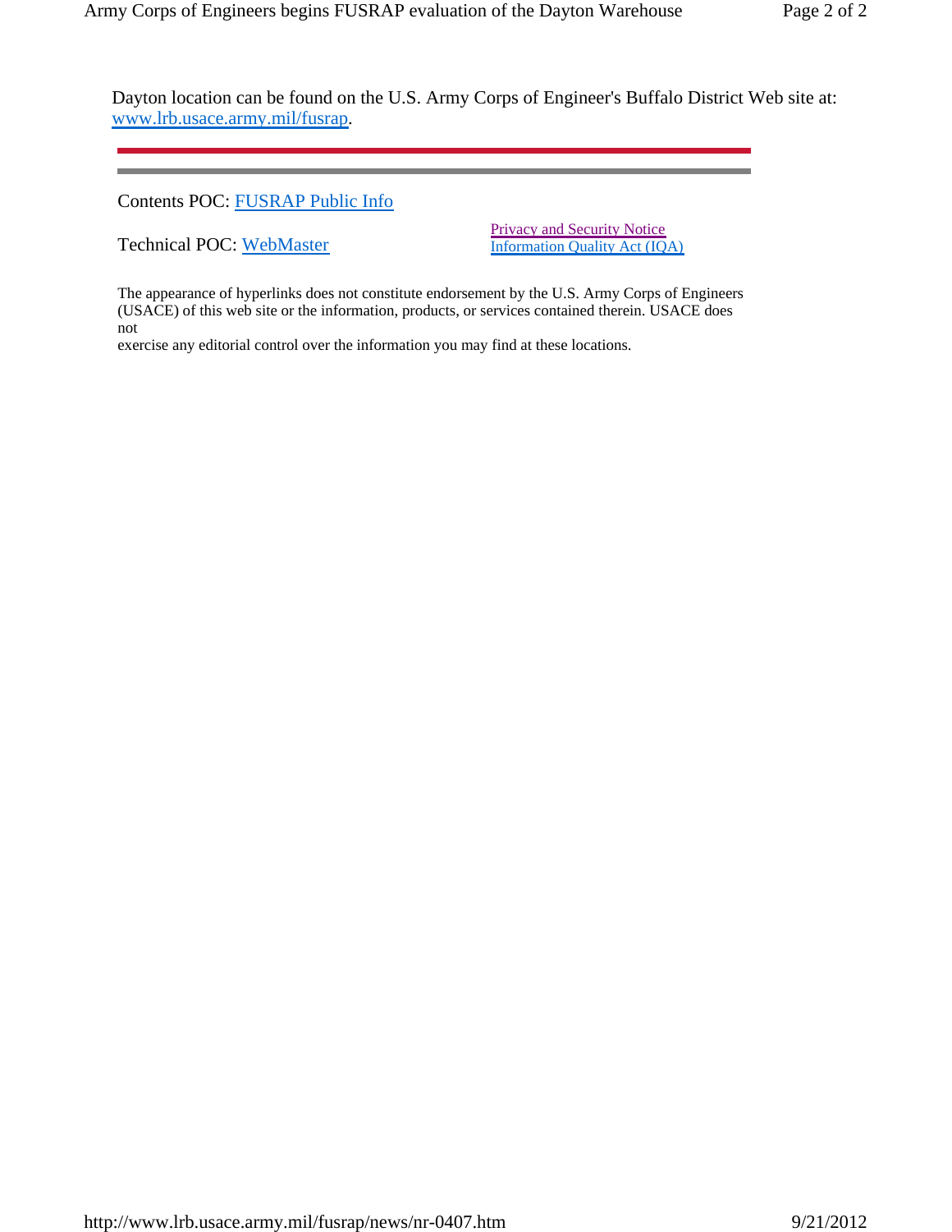Dayton location can be found on the U.S. Army Corps of Engineer's Buffalo District Web site at: www.lrb.usace.army.mil/fusrap.

---

Contents POC: FUSRAP Public Info

Technical POC: WebMaster

Privacy and Security Notice
Information Quality Act (IQA)

The appearance of hyperlinks does not constitute endorsement by the U.S. Army Corps of Engineers (USACE) of this web site or the information, products, or services contained therein. USACE does not
exercise any editorial control over the information you may find at these locations.